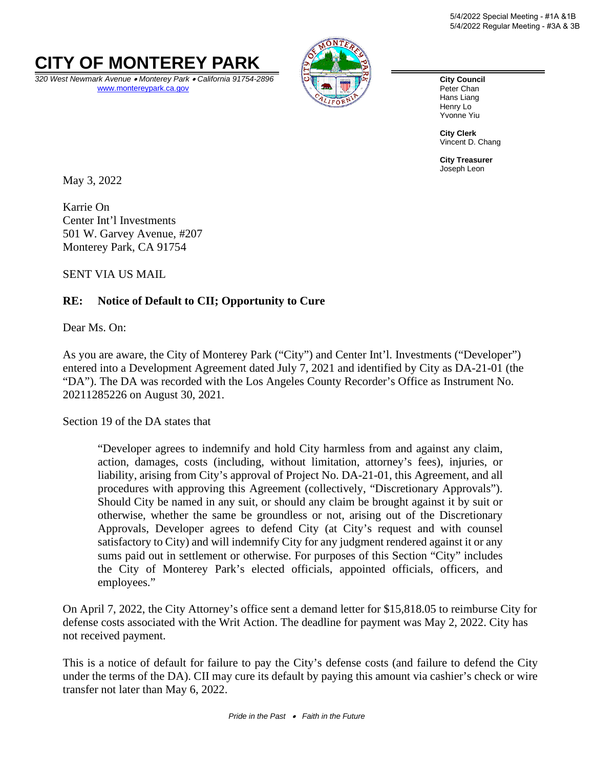5/4/2022 Special Meeting - #1A &1B
5/4/2022 Regular Meeting - #3A & 3B

# CITY OF MONTEREY PARK

*320 West Newmark Avenue • Monterey Park • California 91754-2896*
www.montereypark.ca.gov

**City Council**
Peter Chan
Hans Liang
Henry Lo
Yvonne Yiu

**City Clerk**
Vincent D. Chang

**City Treasurer**
Joseph Leon

May 3, 2022

Karrie On
Center Int'l Investments
501 W. Garvey Avenue, #207
Monterey Park, CA 91754

SENT VIA US MAIL

**RE: Notice of Default to CII; Opportunity to Cure**

Dear Ms. On:

As you are aware, the City of Monterey Park ("City") and Center Int'l. Investments ("Developer") entered into a Development Agreement dated July 7, 2021 and identified by City as DA-21-01 (the "DA"). The DA was recorded with the Los Angeles County Recorder's Office as Instrument No. 20211285226 on August 30, 2021.

Section 19 of the DA states that

> "Developer agrees to indemnify and hold City harmless from and against any claim, action, damages, costs (including, without limitation, attorney's fees), injuries, or liability, arising from City's approval of Project No. DA-21-01, this Agreement, and all procedures with approving this Agreement (collectively, "Discretionary Approvals"). Should City be named in any suit, or should any claim be brought against it by suit or otherwise, whether the same be groundless or not, arising out of the Discretionary Approvals, Developer agrees to defend City (at City's request and with counsel satisfactory to City) and will indemnify City for any judgment rendered against it or any sums paid out in settlement or otherwise. For purposes of this Section "City" includes the City of Monterey Park's elected officials, appointed officials, officers, and employees."

On April 7, 2022, the City Attorney's office sent a demand letter for $15,818.05 to reimburse City for defense costs associated with the Writ Action. The deadline for payment was May 2, 2022. City has not received payment.

This is a notice of default for failure to pay the City's defense costs (and failure to defend the City under the terms of the DA). CII may cure its default by paying this amount via cashier's check or wire transfer not later than May 6, 2022.

*Pride in the Past • Faith in the Future*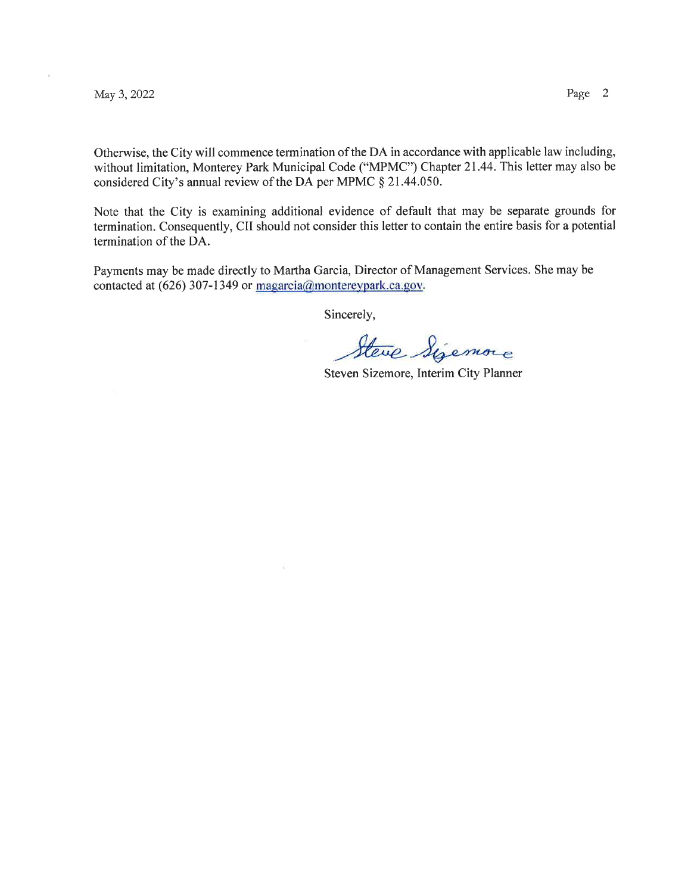Otherwise, the City will commence termination of the DA in accordance with applicable law including, without limitation, Monterey Park Municipal Code ("MPMC") Chapter 21.44. This letter may also be considered City's annual review of the DA per MPMC § 21.44.050.

Note that the City is examining additional evidence of default that may be separate grounds for termination. Consequently, CII should not consider this letter to contain the entire basis for a potential termination of the DA.

Payments may be made directly to Martha Garcia, Director of Management Services. She may be contacted at (626) 307-1349 or magarcia@montereypark.ca.gov.

Sincerely,

Steve Sizemore

Steven Sizemore, Interim City Planner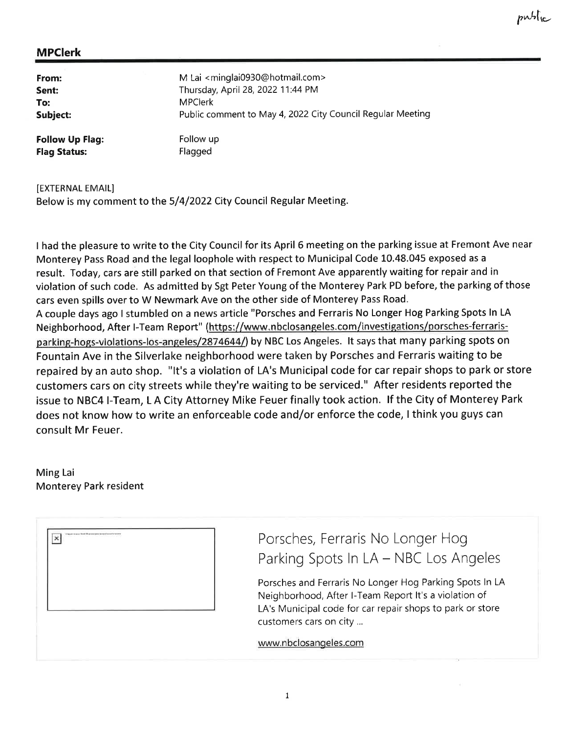public

**MPClerk**

| | |
|---|---|
| **From:** | M Lai <minglai0930@hotmail.com> |
| **Sent:** | Thursday, April 28, 2022 11:44 PM |
| **To:** | MPClerk |
| **Subject:** | Public comment to May 4, 2022 City Council Regular Meeting |
| **Follow Up Flag:** | Follow up |
| **Flag Status:** | Flagged |

[EXTERNAL EMAIL]
Below is my comment to the 5/4/2022 City Council Regular Meeting.

I had the pleasure to write to the City Council for its April 6 meeting on the parking issue at Fremont Ave near Monterey Pass Road and the legal loophole with respect to Municipal Code 10.48.045 exposed as a result. Today, cars are still parked on that section of Fremont Ave apparently waiting for repair and in violation of such code. As admitted by Sgt Peter Young of the Monterey Park PD before, the parking of those cars even spills over to W Newmark Ave on the other side of Monterey Pass Road.

A couple days ago I stumbled on a news article "Porsches and Ferraris No Longer Hog Parking Spots In LA Neighborhood, After I-Team Report" (https://www.nbclosangeles.com/investigations/porsches-ferraris-parking-hogs-violations-los-angeles/2874644/) by NBC Los Angeles. It says that many parking spots on Fountain Ave in the Silverlake neighborhood were taken by Porsches and Ferraris waiting to be repaired by an auto shop. "It's a violation of LA's Municipal code for car repair shops to park or store customers cars on city streets while they're waiting to be serviced." After residents reported the issue to NBC4 I-Team, L A City Attorney Mike Feuer finally took action. If the City of Monterey Park does not know how to write an enforceable code and/or enforce the code, I think you guys can consult Mr Feuer.

Ming Lai
Monterey Park resident

Porsches, Ferraris No Longer Hog Parking Spots In LA – NBC Los Angeles

Porsches and Ferraris No Longer Hog Parking Spots In LA Neighborhood, After I-Team Report It's a violation of LA's Municipal code for car repair shops to park or store customers cars on city ...

www.nbclosangeles.com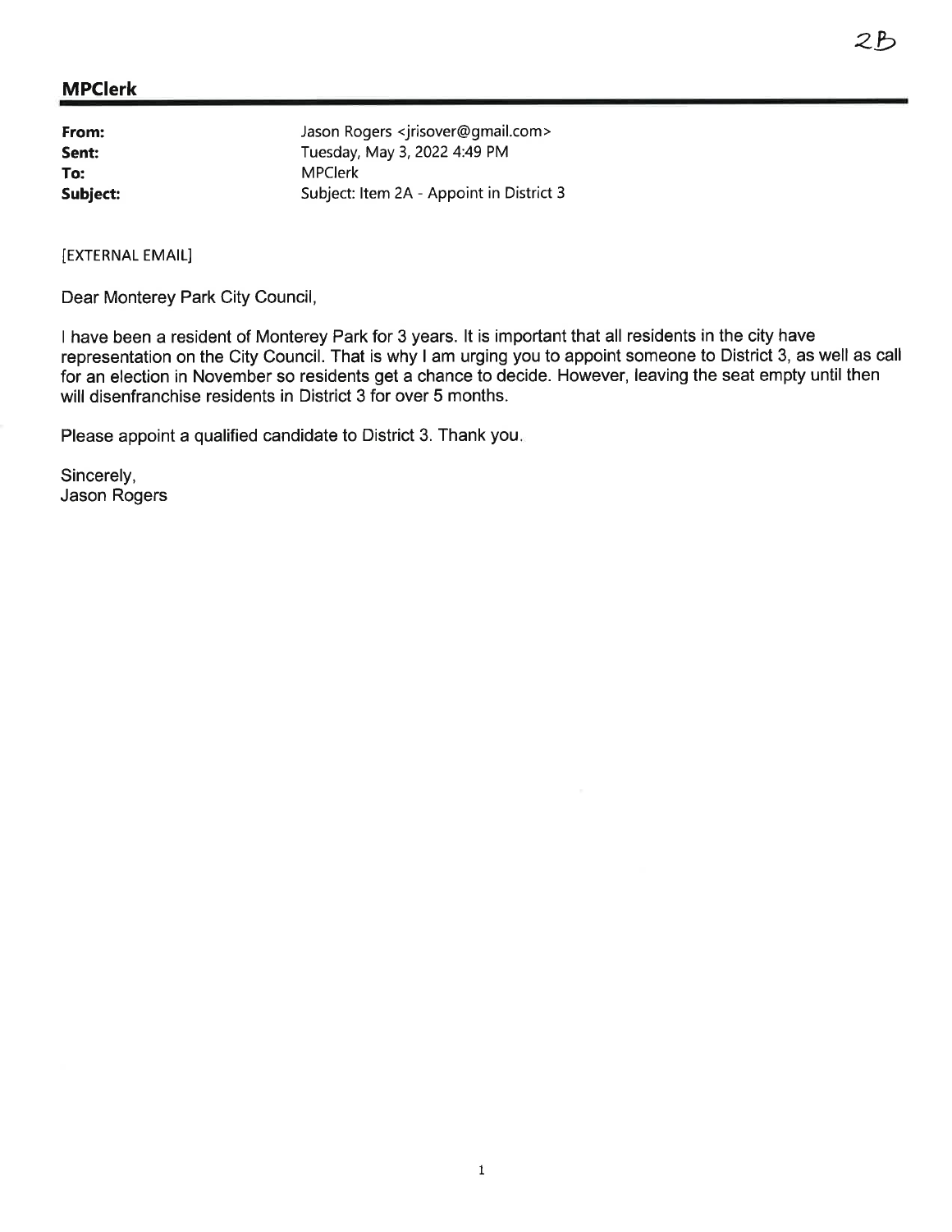2B

## MPClerk

**From:** Jason Rogers <jrisover@gmail.com>
**Sent:** Tuesday, May 3, 2022 4:49 PM
**To:** MPClerk
**Subject:** Subject: Item 2A - Appoint in District 3

[EXTERNAL EMAIL]

Dear Monterey Park City Council,

I have been a resident of Monterey Park for 3 years. It is important that all residents in the city have representation on the City Council. That is why I am urging you to appoint someone to District 3, as well as call for an election in November so residents get a chance to decide. However, leaving the seat empty until then will disenfranchise residents in District 3 for over 5 months.

Please appoint a qualified candidate to District 3. Thank you.

Sincerely,
Jason Rogers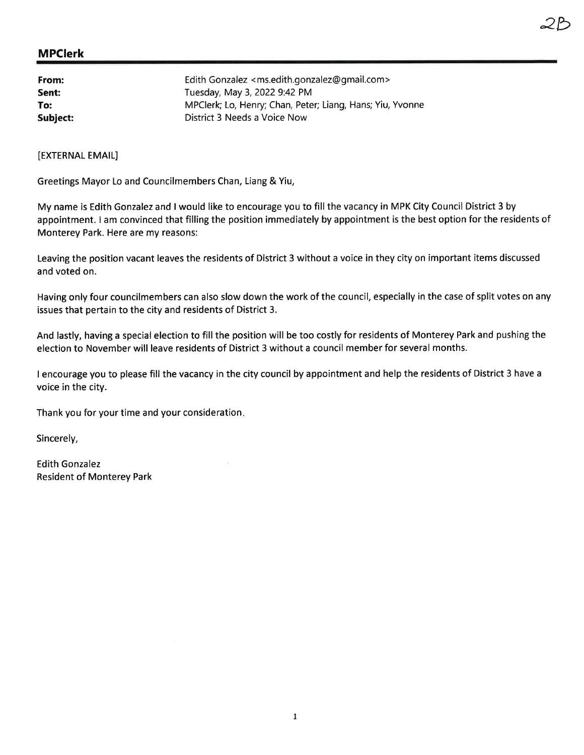2B

**MPClerk**

| | |
|---|---|
| **From:** | Edith Gonzalez <ms.edith.gonzalez@gmail.com> |
| **Sent:** | Tuesday, May 3, 2022 9:42 PM |
| **To:** | MPClerk; Lo, Henry; Chan, Peter; Liang, Hans; Yiu, Yvonne |
| **Subject:** | District 3 Needs a Voice Now |

[EXTERNAL EMAIL]

Greetings Mayor Lo and Councilmembers Chan, Liang & Yiu,

My name is Edith Gonzalez and I would like to encourage you to fill the vacancy in MPK City Council District 3 by appointment. I am convinced that filling the position immediately by appointment is the best option for the residents of Monterey Park. Here are my reasons:

Leaving the position vacant leaves the residents of District 3 without a voice in they city on important items discussed and voted on.

Having only four councilmembers can also slow down the work of the council, especially in the case of split votes on any issues that pertain to the city and residents of District 3.

And lastly, having a special election to fill the position will be too costly for residents of Monterey Park and pushing the election to November will leave residents of District 3 without a council member for several months.

I encourage you to please fill the vacancy in the city council by appointment and help the residents of District 3 have a voice in the city.

Thank you for your time and your consideration.

Sincerely,

Edith Gonzalez
Resident of Monterey Park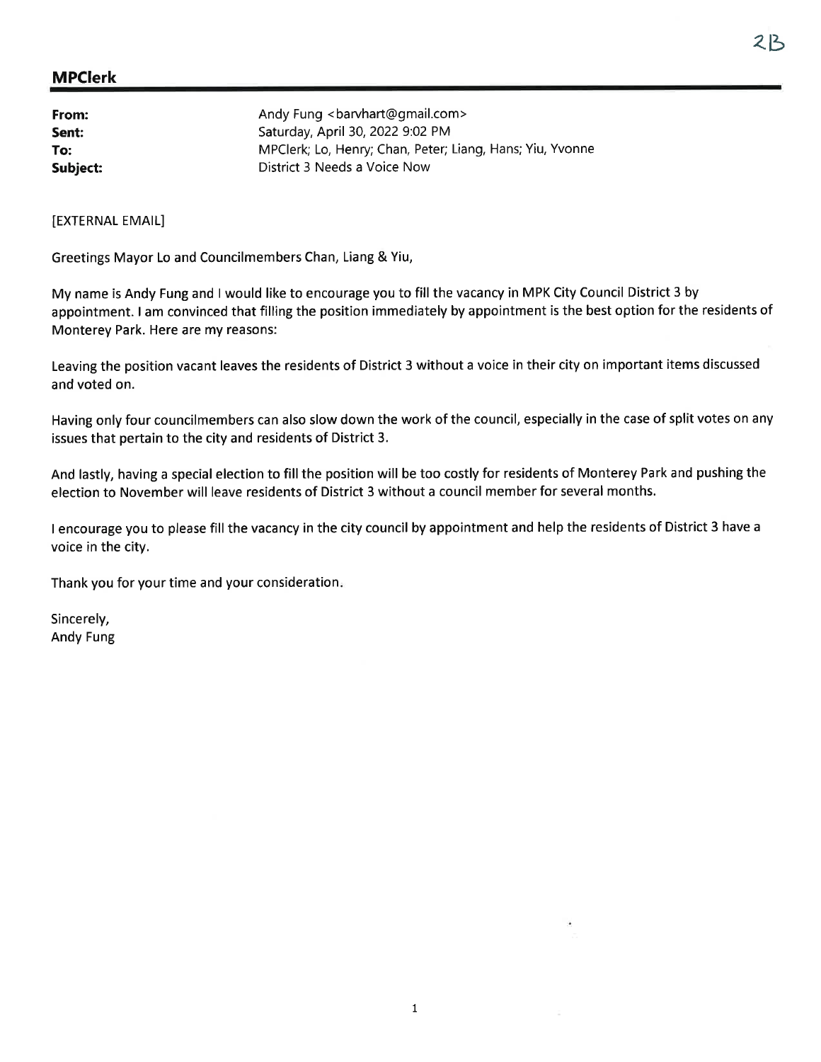2B

**MPClerk**

| | |
|---|---|
| **From:** | Andy Fung <barvhart@gmail.com> |
| **Sent:** | Saturday, April 30, 2022 9:02 PM |
| **To:** | MPClerk; Lo, Henry; Chan, Peter; Liang, Hans; Yiu, Yvonne |
| **Subject:** | District 3 Needs a Voice Now |

[EXTERNAL EMAIL]

Greetings Mayor Lo and Councilmembers Chan, Liang & Yiu,

My name is Andy Fung and I would like to encourage you to fill the vacancy in MPK City Council District 3 by appointment. I am convinced that filling the position immediately by appointment is the best option for the residents of Monterey Park. Here are my reasons:

Leaving the position vacant leaves the residents of District 3 without a voice in their city on important items discussed and voted on.

Having only four councilmembers can also slow down the work of the council, especially in the case of split votes on any issues that pertain to the city and residents of District 3.

And lastly, having a special election to fill the position will be too costly for residents of Monterey Park and pushing the election to November will leave residents of District 3 without a council member for several months.

I encourage you to please fill the vacancy in the city council by appointment and help the residents of District 3 have a voice in the city.

Thank you for your time and your consideration.

Sincerely,
Andy Fung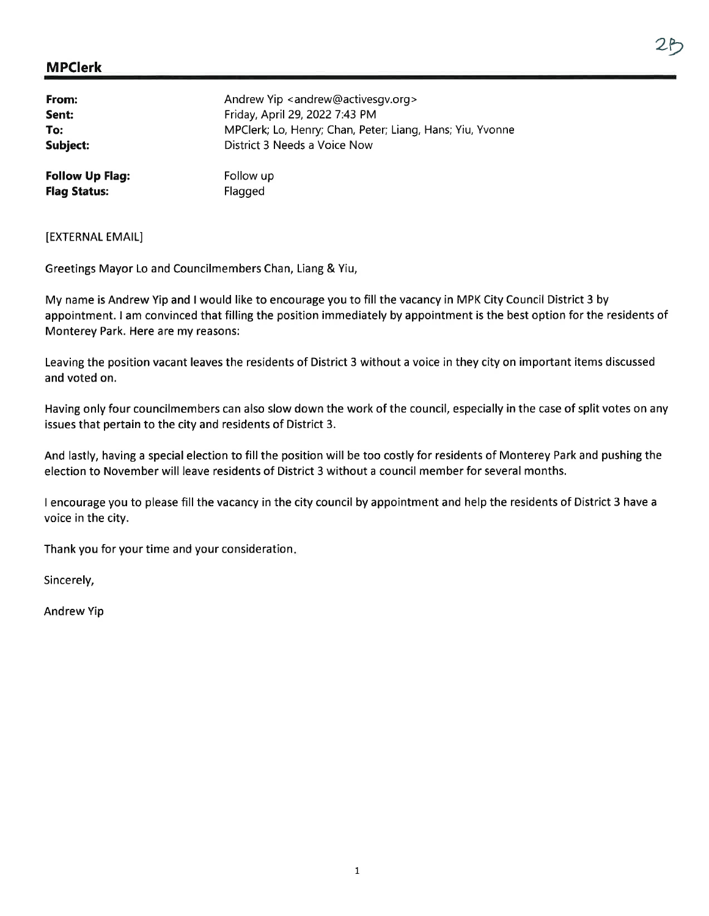## MPClerk

| | |
|---|---|
| **From:** | Andrew Yip <andrew@activesgv.org> |
| **Sent:** | Friday, April 29, 2022 7:43 PM |
| **To:** | MPClerk; Lo, Henry; Chan, Peter; Liang, Hans; Yiu, Yvonne |
| **Subject:** | District 3 Needs a Voice Now |
| **Follow Up Flag:** | Follow up |
| **Flag Status:** | Flagged |

[EXTERNAL EMAIL]

Greetings Mayor Lo and Councilmembers Chan, Liang & Yiu,

My name is Andrew Yip and I would like to encourage you to fill the vacancy in MPK City Council District 3 by appointment. I am convinced that filling the position immediately by appointment is the best option for the residents of Monterey Park. Here are my reasons:

Leaving the position vacant leaves the residents of District 3 without a voice in they city on important items discussed and voted on.

Having only four councilmembers can also slow down the work of the council, especially in the case of split votes on any issues that pertain to the city and residents of District 3.

And lastly, having a special election to fill the position will be too costly for residents of Monterey Park and pushing the election to November will leave residents of District 3 without a council member for several months.

I encourage you to please fill the vacancy in the city council by appointment and help the residents of District 3 have a voice in the city.

Thank you for your time and your consideration.

Sincerely,

Andrew Yip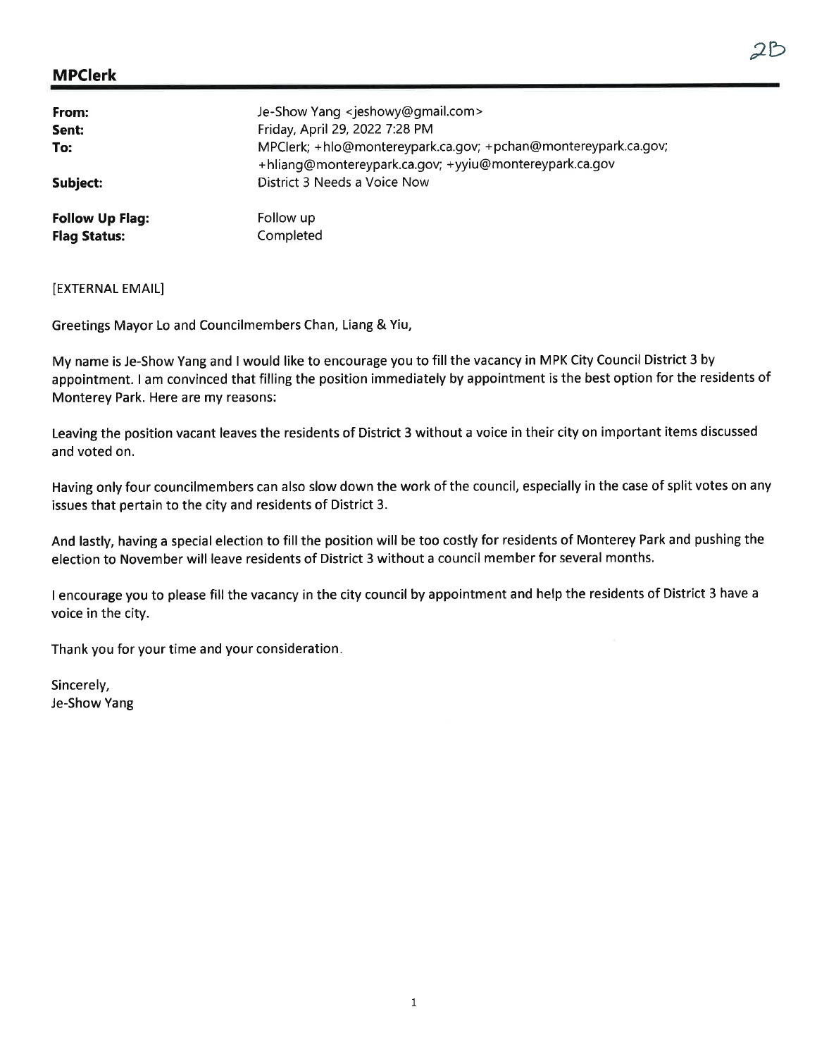2B

**MPClerk**

| | |
|---|---|
| **From:** | Je-Show Yang <jeshowy@gmail.com> |
| **Sent:** | Friday, April 29, 2022 7:28 PM |
| **To:** | MPClerk; +hlo@montereypark.ca.gov; +pchan@montereypark.ca.gov; +hliang@montereypark.ca.gov; +yyiu@montereypark.ca.gov |
| **Subject:** | District 3 Needs a Voice Now |
| **Follow Up Flag:** | Follow up |
| **Flag Status:** | Completed |

[EXTERNAL EMAIL]

Greetings Mayor Lo and Councilmembers Chan, Liang & Yiu,

My name is Je-Show Yang and I would like to encourage you to fill the vacancy in MPK City Council District 3 by appointment. I am convinced that filling the position immediately by appointment is the best option for the residents of Monterey Park. Here are my reasons:

Leaving the position vacant leaves the residents of District 3 without a voice in their city on important items discussed and voted on.

Having only four councilmembers can also slow down the work of the council, especially in the case of split votes on any issues that pertain to the city and residents of District 3.

And lastly, having a special election to fill the position will be too costly for residents of Monterey Park and pushing the election to November will leave residents of District 3 without a council member for several months.

I encourage you to please fill the vacancy in the city council by appointment and help the residents of District 3 have a voice in the city.

Thank you for your time and your consideration.

Sincerely,
Je-Show Yang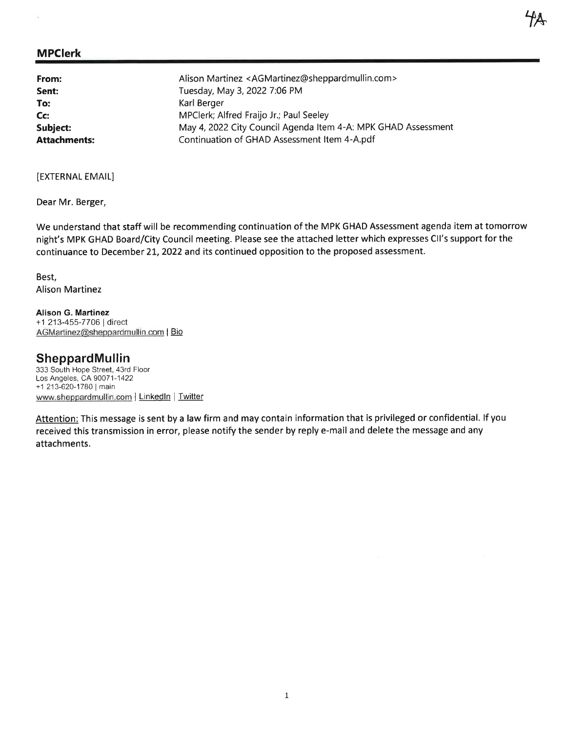4A

## MPClerk

| | |
|---|---|
| **From:** | Alison Martinez <AGMartinez@sheppardmullin.com> |
| **Sent:** | Tuesday, May 3, 2022 7:06 PM |
| **To:** | Karl Berger |
| **Cc:** | MPClerk; Alfred Fraijo Jr.; Paul Seeley |
| **Subject:** | May 4, 2022 City Council Agenda Item 4-A: MPK GHAD Assessment |
| **Attachments:** | Continuation of GHAD Assessment Item 4-A.pdf |

[EXTERNAL EMAIL]

Dear Mr. Berger,

We understand that staff will be recommending continuation of the MPK GHAD Assessment agenda item at tomorrow night's MPK GHAD Board/City Council meeting. Please see the attached letter which expresses CII's support for the continuance to December 21, 2022 and its continued opposition to the proposed assessment.

Best,
Alison Martinez

**Alison G. Martinez**
+1 213-455-7706 | direct
AGMartinez@sheppardmullin.com | Bio

**SheppardMullin**
333 South Hope Street, 43rd Floor
Los Angeles, CA 90071-1422
+1 213-620-1780 | main
www.sheppardmullin.com | LinkedIn | Twitter

Attention: This message is sent by a law firm and may contain information that is privileged or confidential. If you received this transmission in error, please notify the sender by reply e-mail and delete the message and any attachments.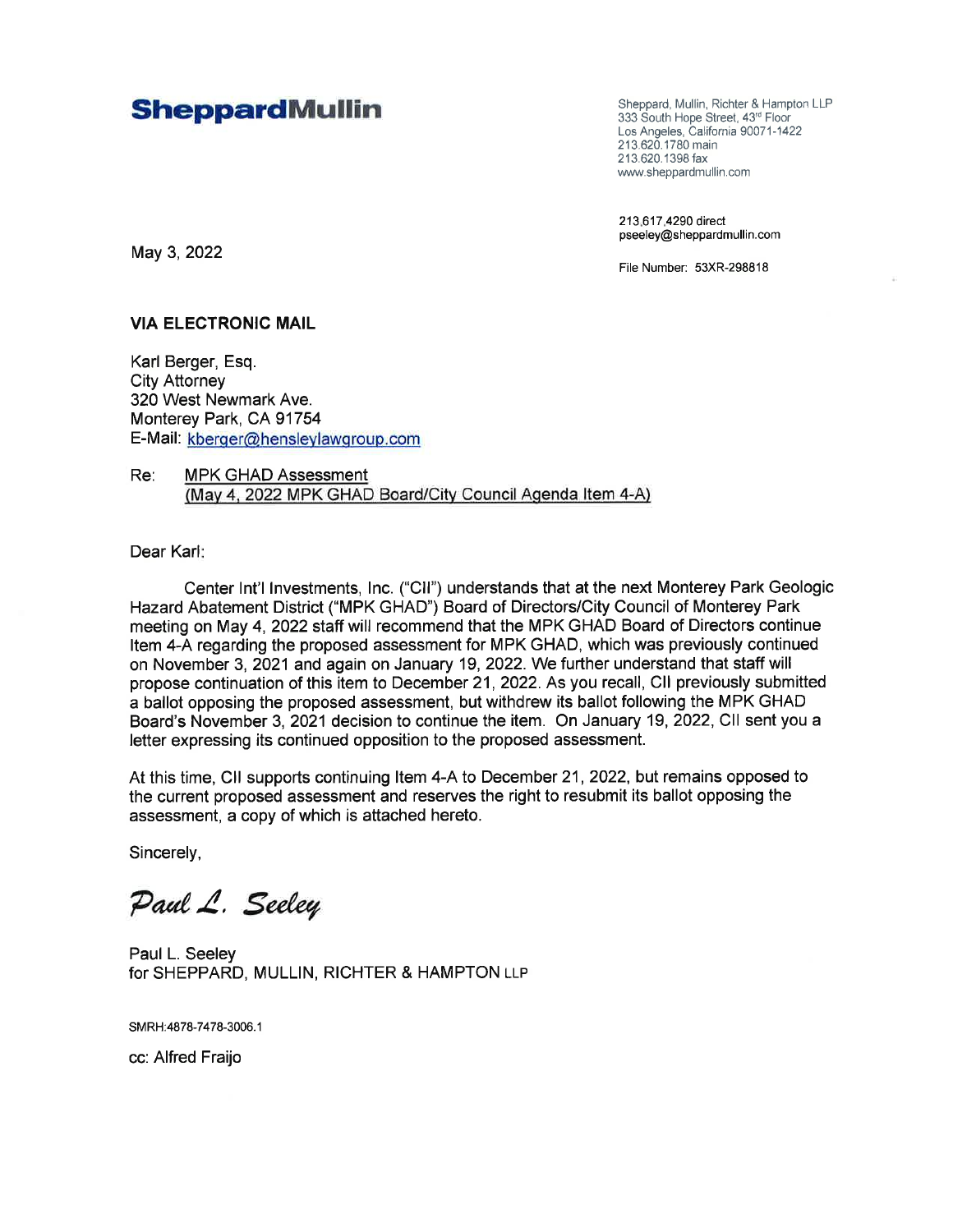**SheppardMullin**

Sheppard, Mullin, Richter & Hampton LLP
333 South Hope Street, 43rd Floor
Los Angeles, California 90071-1422
213.620.1780 main
213.620.1398 fax
www.sheppardmullin.com

213.617.4290 direct
pseeley@sheppardmullin.com

File Number: 53XR-298818

May 3, 2022

**VIA ELECTRONIC MAIL**

Karl Berger, Esq.
City Attorney
320 West Newmark Ave.
Monterey Park, CA 91754
E-Mail: kberger@hensleylawgroup.com

Re: MPK GHAD Assessment
(May 4, 2022 MPK GHAD Board/City Council Agenda Item 4-A)

Dear Karl:

Center Int'l Investments, Inc. ("CII") understands that at the next Monterey Park Geologic Hazard Abatement District ("MPK GHAD") Board of Directors/City Council of Monterey Park meeting on May 4, 2022 staff will recommend that the MPK GHAD Board of Directors continue Item 4-A regarding the proposed assessment for MPK GHAD, which was previously continued on November 3, 2021 and again on January 19, 2022. We further understand that staff will propose continuation of this item to December 21, 2022. As you recall, CII previously submitted a ballot opposing the proposed assessment, but withdrew its ballot following the MPK GHAD Board's November 3, 2021 decision to continue the item. On January 19, 2022, CII sent you a letter expressing its continued opposition to the proposed assessment.

At this time, CII supports continuing Item 4-A to December 21, 2022, but remains opposed to the current proposed assessment and reserves the right to resubmit its ballot opposing the assessment, a copy of which is attached hereto.

Sincerely,

*Paul L. Seeley*

Paul L. Seeley
for SHEPPARD, MULLIN, RICHTER & HAMPTON LLP

SMRH:4878-7478-3006.1

cc: Alfred Fraijo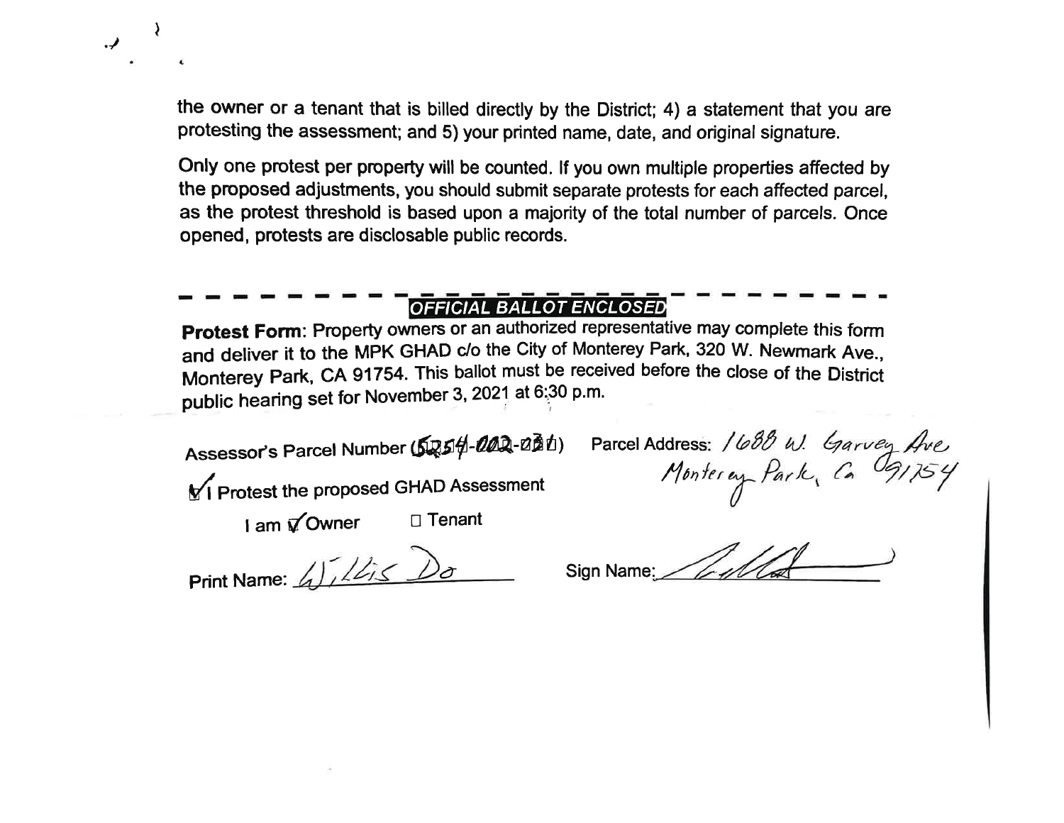the owner or a tenant that is billed directly by the District; 4) a statement that you are protesting the assessment; and 5) your printed name, date, and original signature.

Only one protest per property will be counted. If you own multiple properties affected by the proposed adjustments, you should submit separate protests for each affected parcel, as the protest threshold is based upon a majority of the total number of parcels. Once opened, protests are disclosable public records.

---

***OFFICIAL BALLOT ENCLOSED***

**Protest Form**: Property owners or an authorized representative may complete this form and deliver it to the MPK GHAD c/o the City of Monterey Park, 320 W. Newmark Ave., Monterey Park, CA 91754. This ballot must be received before the close of the District public hearing set for November 3, 2021 at 6:30 p.m.

Assessor's Parcel Number (5254-002-030) Parcel Address: 1688 W. Garvey Ave Monterey Park, Ca 91754

☑ I Protest the proposed GHAD Assessment

I am ☑ Owner ☐ Tenant

Print Name: Willis Do Sign Name: [signature]